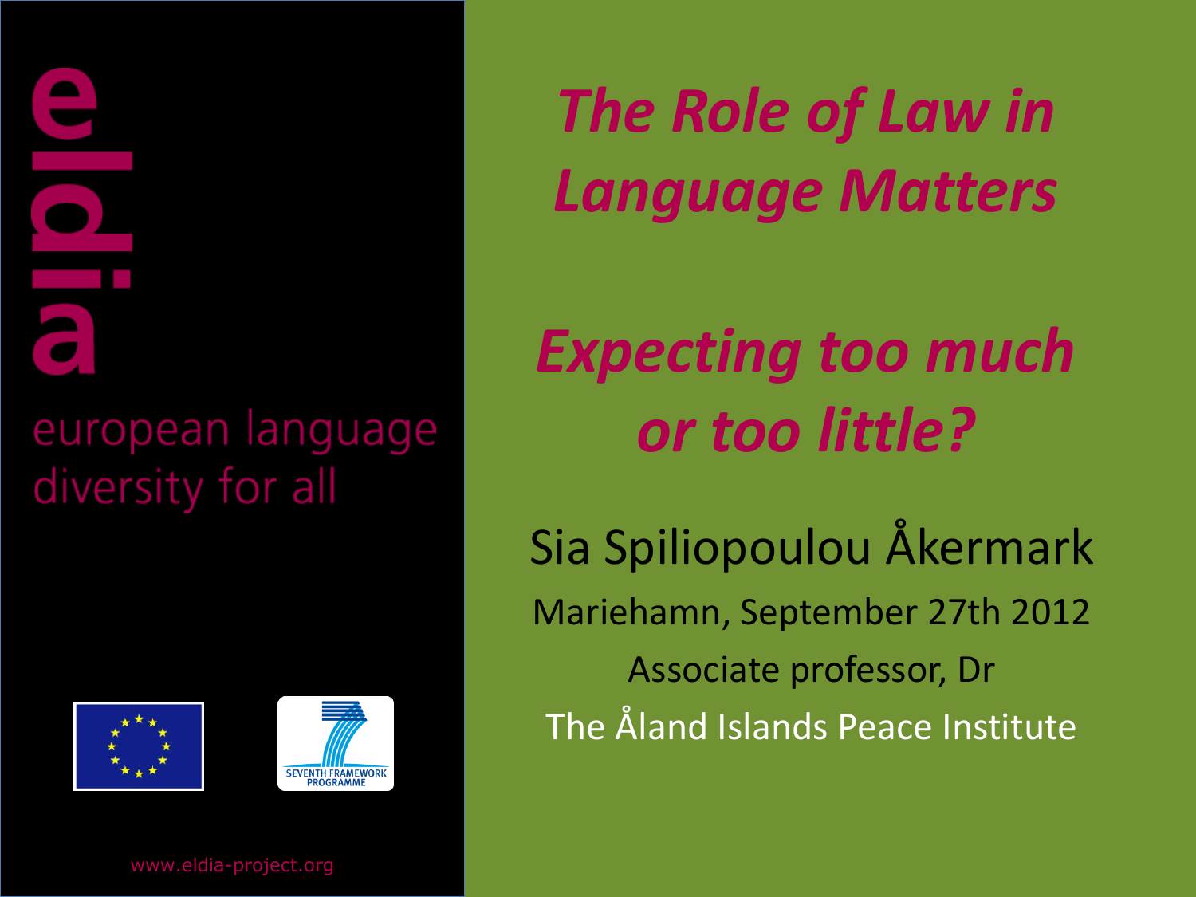eldia

european language diversity for all

# *The Role of Law in Language Matters*

## *Expecting too much or too little?*

Sia Spiliopoulou Åkermark

Mariehamn, September 27th 2012

Associate professor, Dr

The Åland Islands Peace Institute

SEVENTH FRAMEWORK PROGRAMME

www.eldia-project.org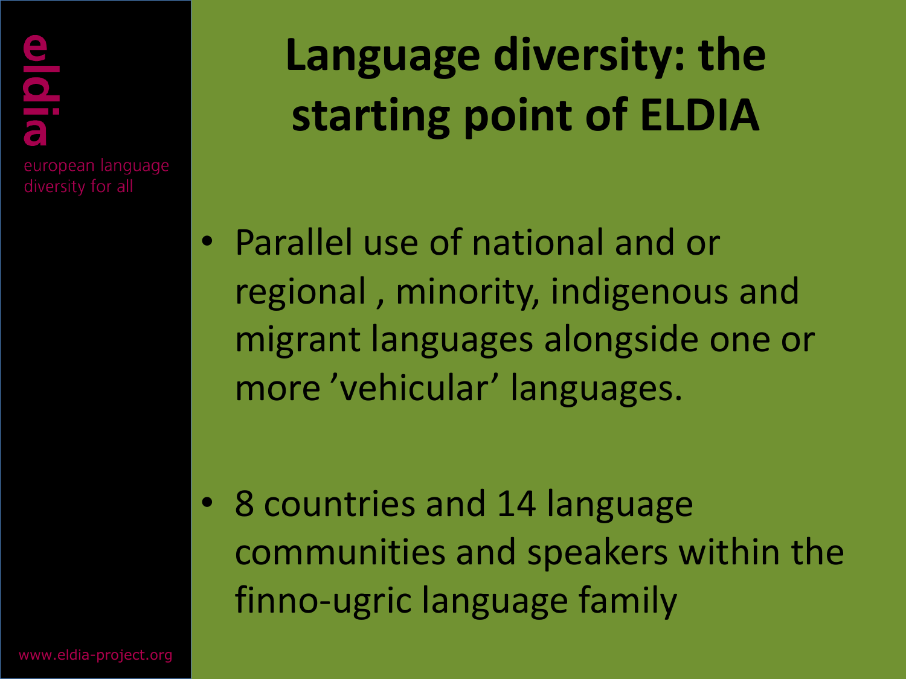# Language diversity: the starting point of ELDIA

- Parallel use of national and or regional , minority, indigenous and migrant languages alongside one or more ’vehicular’ languages.

- 8 countries and 14 language communities and speakers within the finno-ugric language family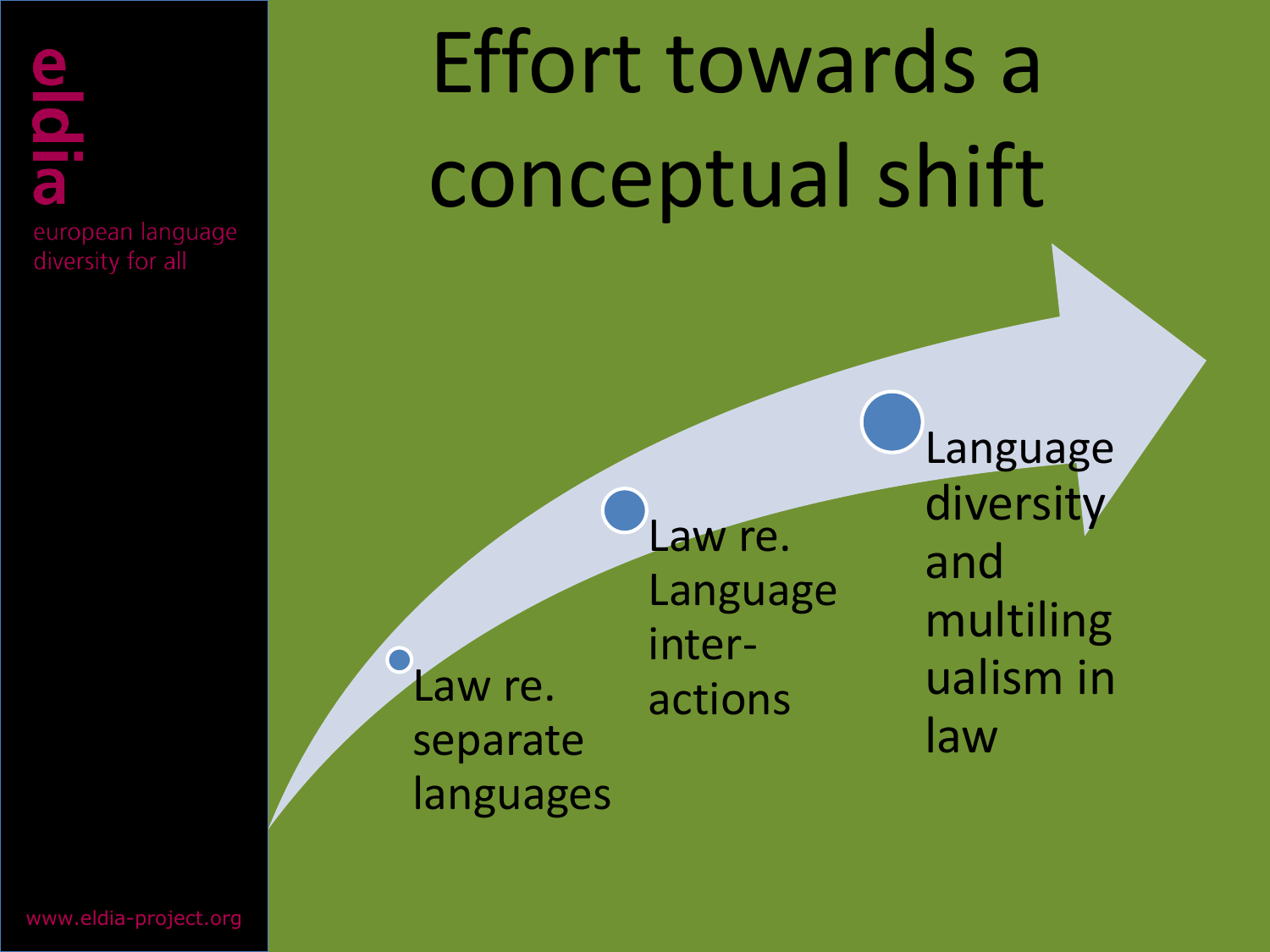# Effort towards a conceptual shift

- Law re. separate languages
- Law re. Language inter-actions
- Language diversity and multilingualism in law

eldia

european language diversity for all

www.eldia-project.org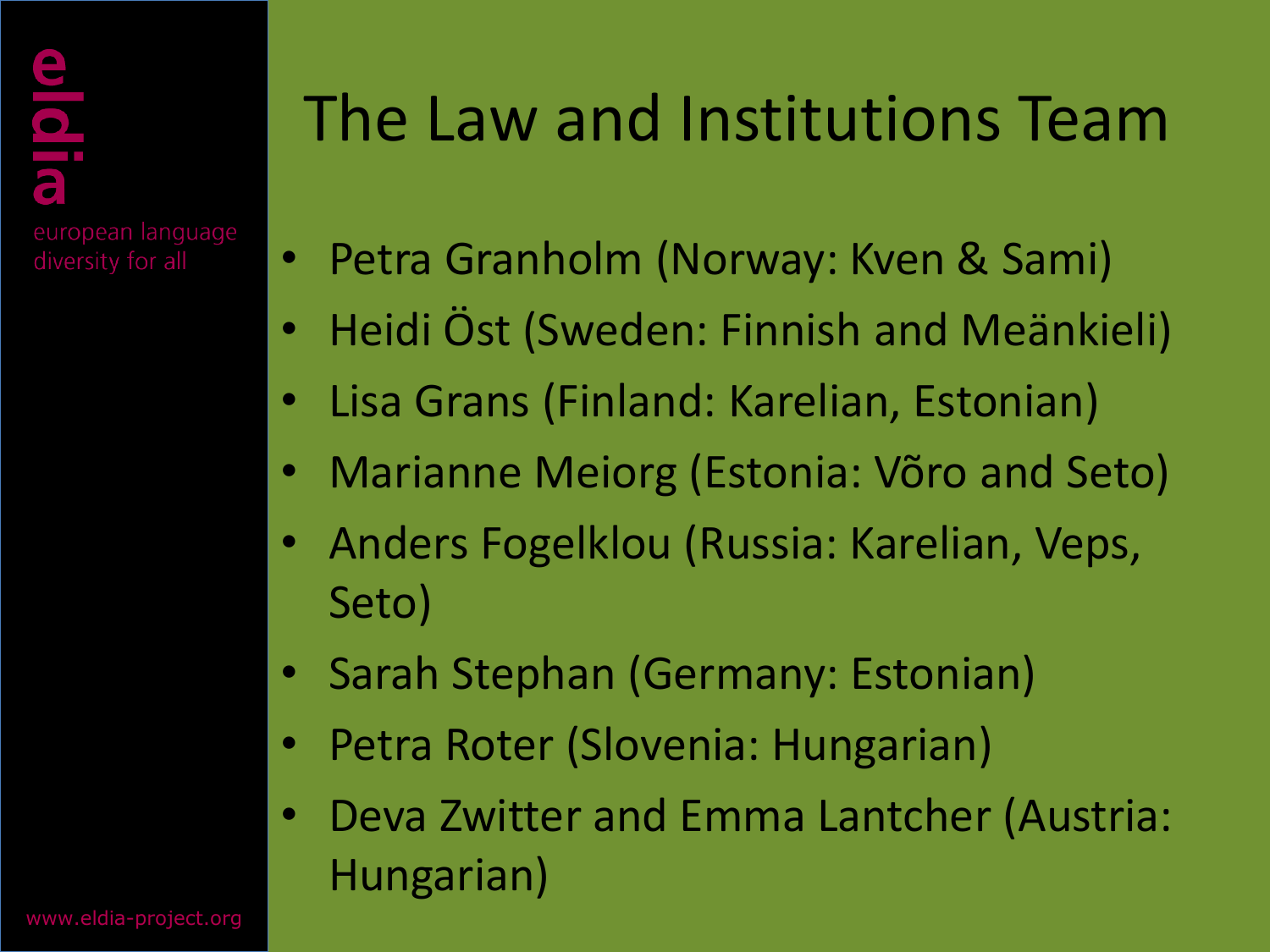# The Law and Institutions Team

- Petra Granholm (Norway: Kven & Sami)
- Heidi Öst (Sweden: Finnish and Meänkieli)
- Lisa Grans (Finland: Karelian, Estonian)
- Marianne Meiorg (Estonia: Võro and Seto)
- Anders Fogelklou (Russia: Karelian, Veps, Seto)
- Sarah Stephan (Germany: Estonian)
- Petra Roter (Slovenia: Hungarian)
- Deva Zwitter and Emma Lantcher (Austria: Hungarian)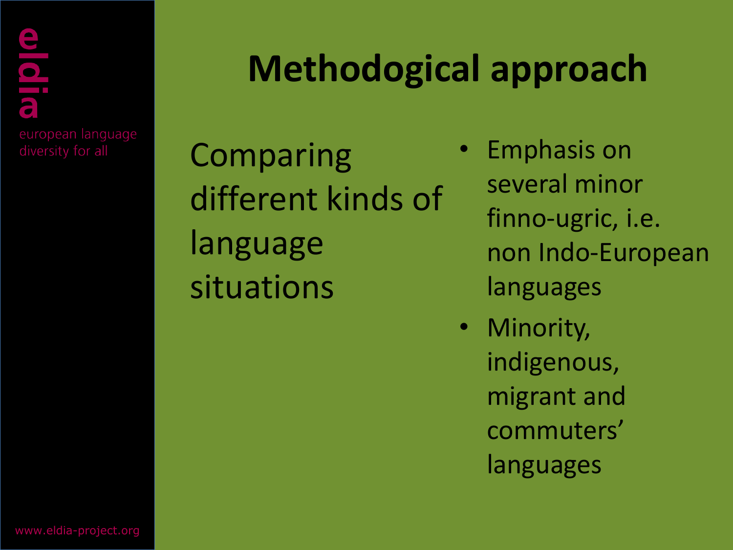# Methodological approach

Comparing different kinds of language situations

- Emphasis on several minor finno-ugric, i.e. non Indo-European languages
- Minority, indigenous, migrant and commuters' languages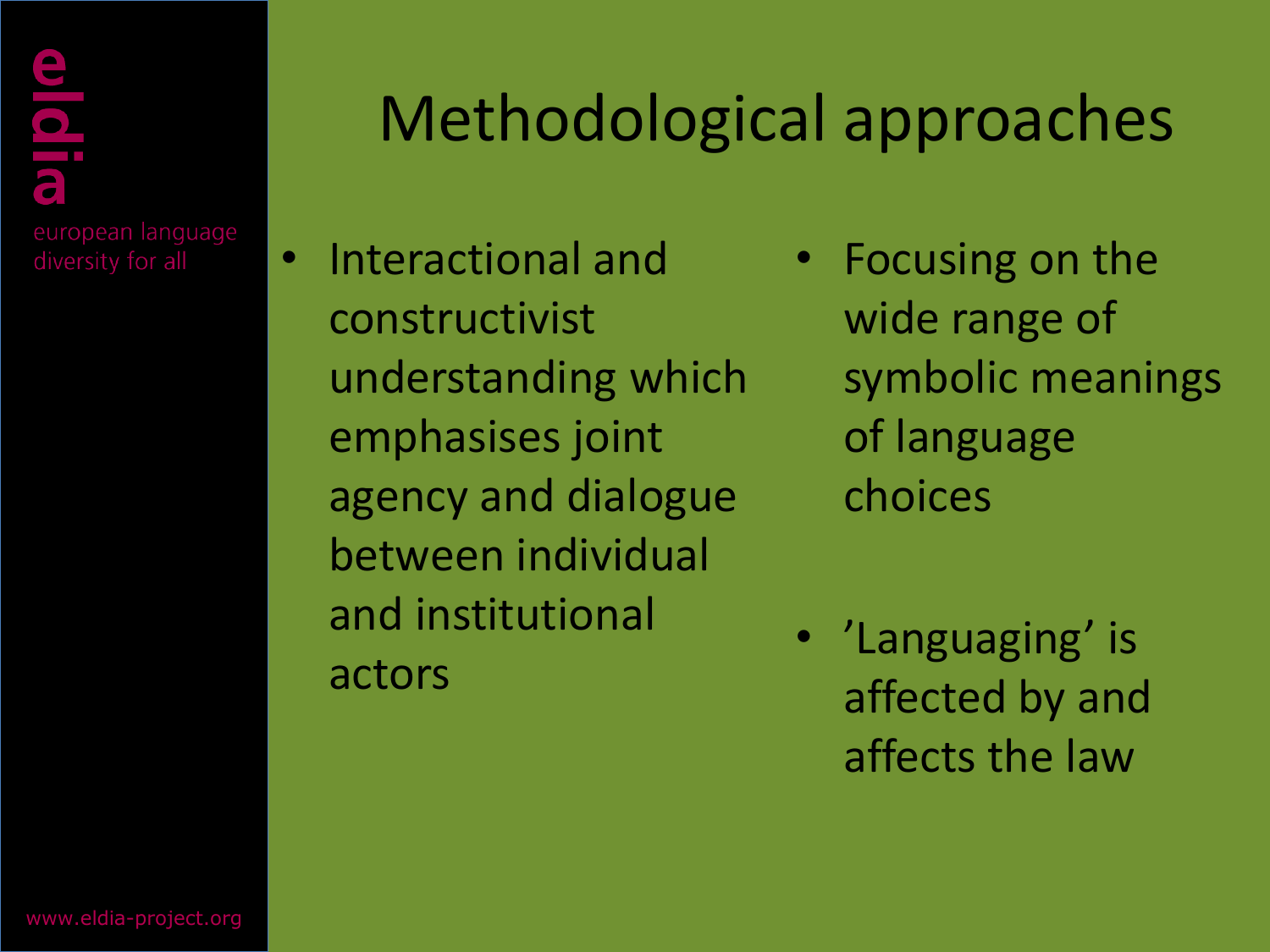# Methodological approaches

- Interactional and constructivist understanding which emphasises joint agency and dialogue between individual and institutional actors
- Focusing on the wide range of symbolic meanings of language choices
- ’Languaging’ is affected by and affects the law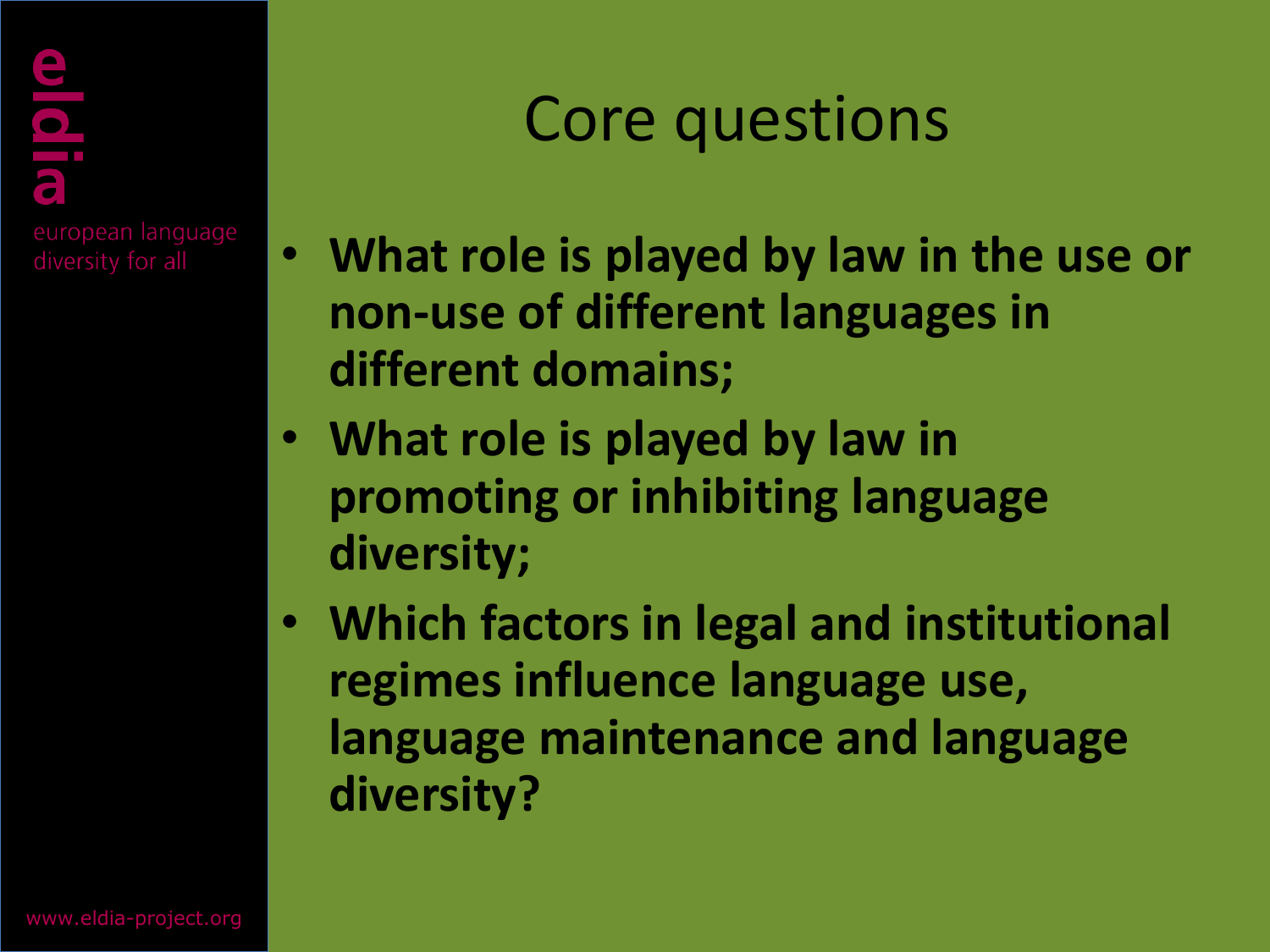# Core questions

- **What role is played by law in the use or non-use of different languages in different domains;**
- **What role is played by law in promoting or inhibiting language diversity;**
- **Which factors in legal and institutional regimes influence language use, language maintenance and language diversity?**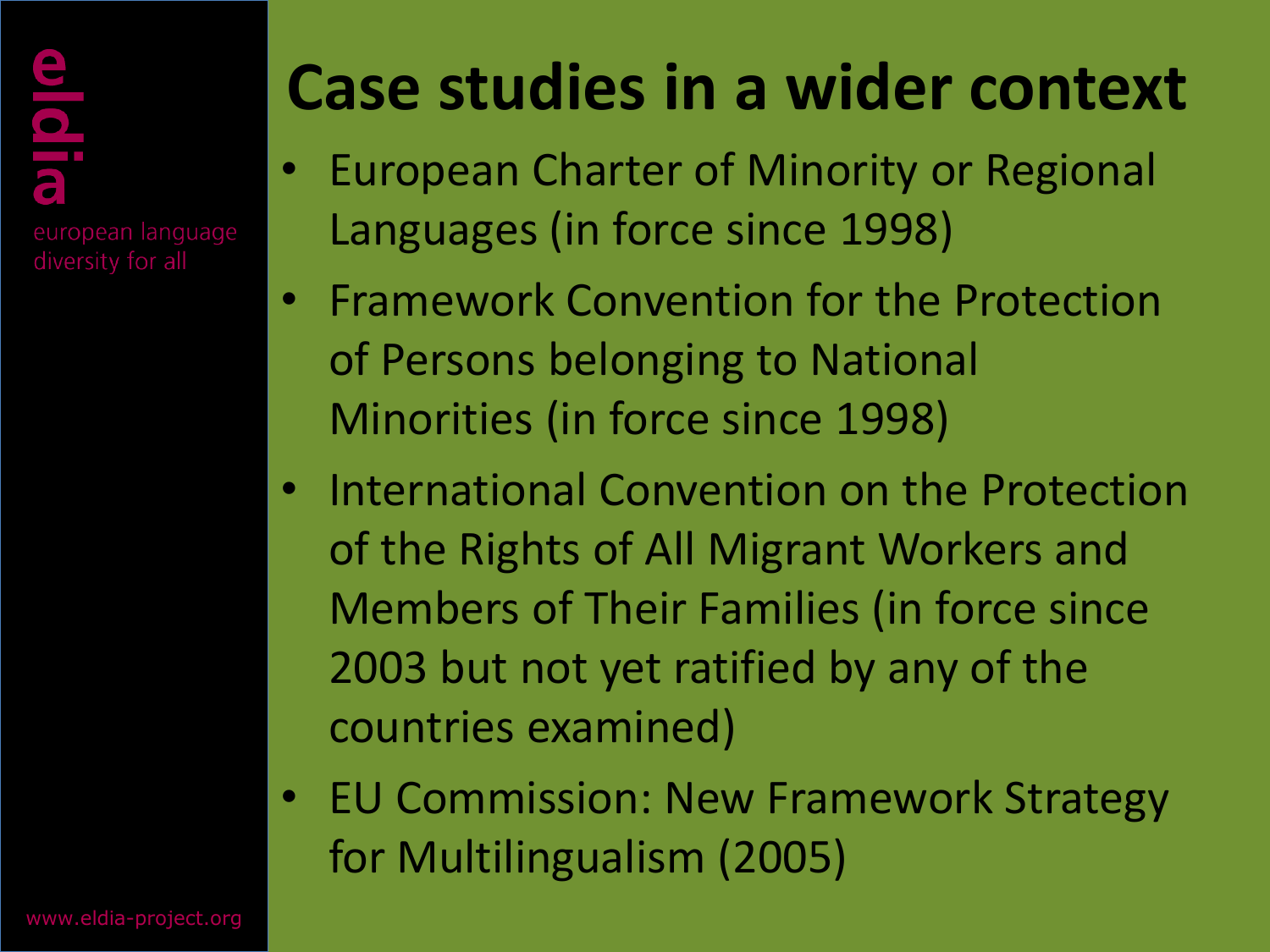# Case studies in a wider context

- European Charter of Minority or Regional Languages (in force since 1998)
- Framework Convention for the Protection of Persons belonging to National Minorities (in force since 1998)
- International Convention on the Protection of the Rights of All Migrant Workers and Members of Their Families (in force since 2003 but not yet ratified by any of the countries examined)
- EU Commission: New Framework Strategy for Multilingualism (2005)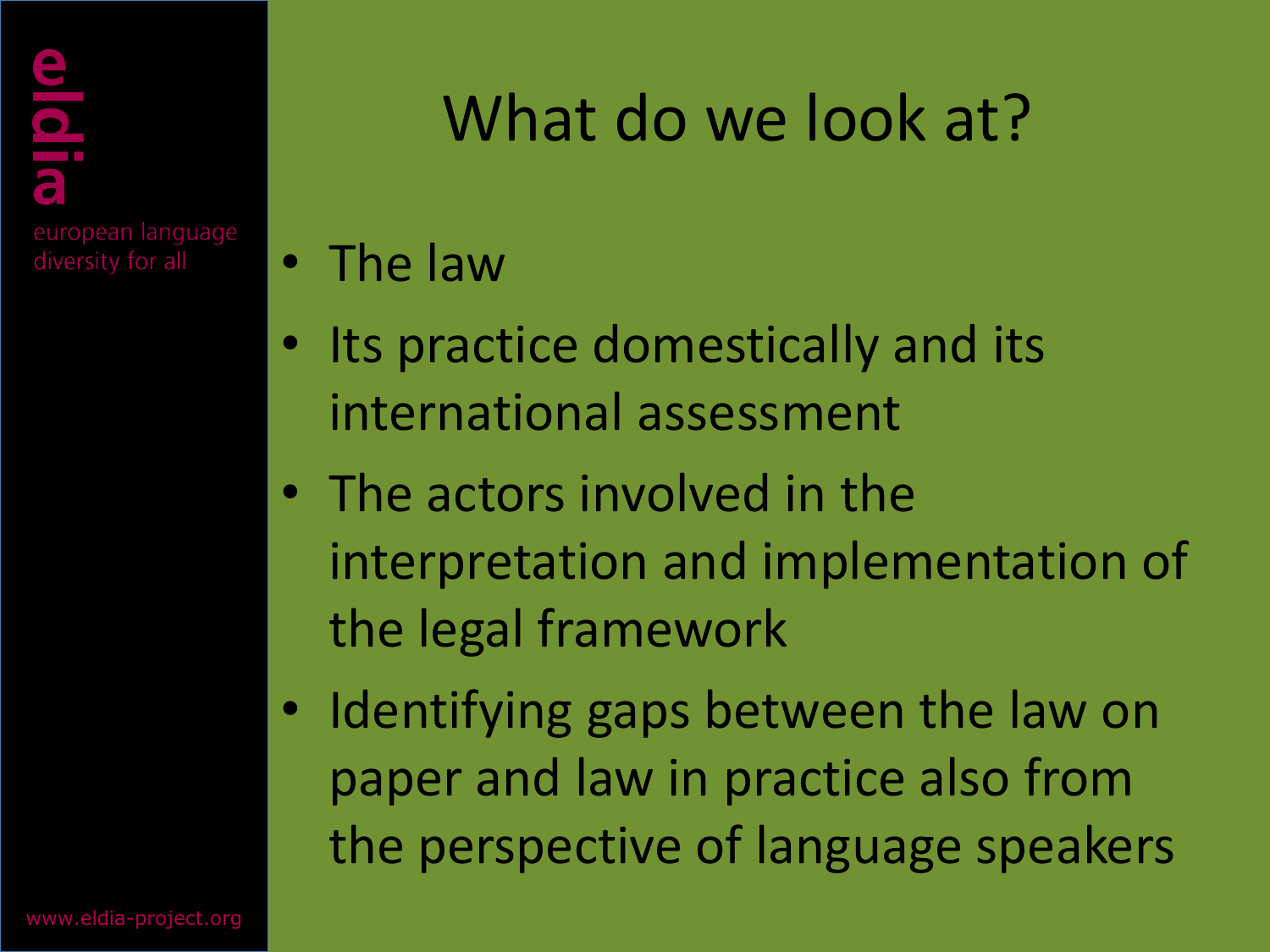# What do we look at?

- The law
- Its practice domestically and its international assessment
- The actors involved in the interpretation and implementation of the legal framework
- Identifying gaps between the law on paper and law in practice also from the perspective of language speakers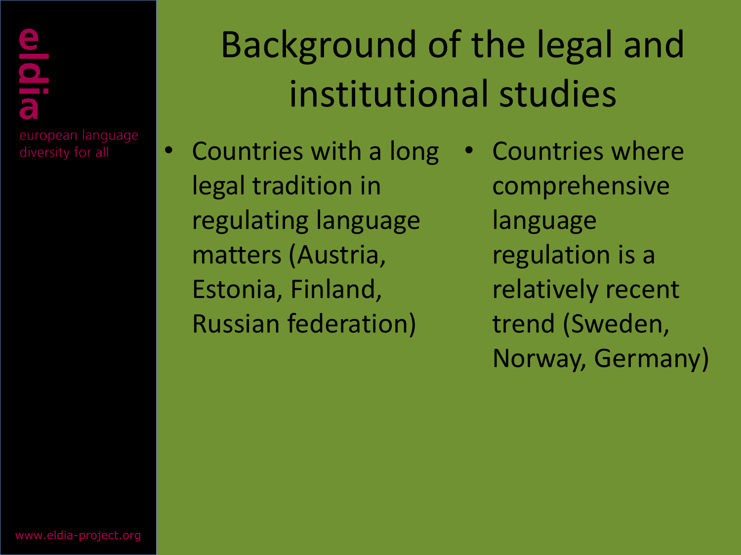# Background of the legal and institutional studies

- Countries with a long legal tradition in regulating language matters (Austria, Estonia, Finland, Russian federation)
- Countries where comprehensive language regulation is a relatively recent trend (Sweden, Norway, Germany)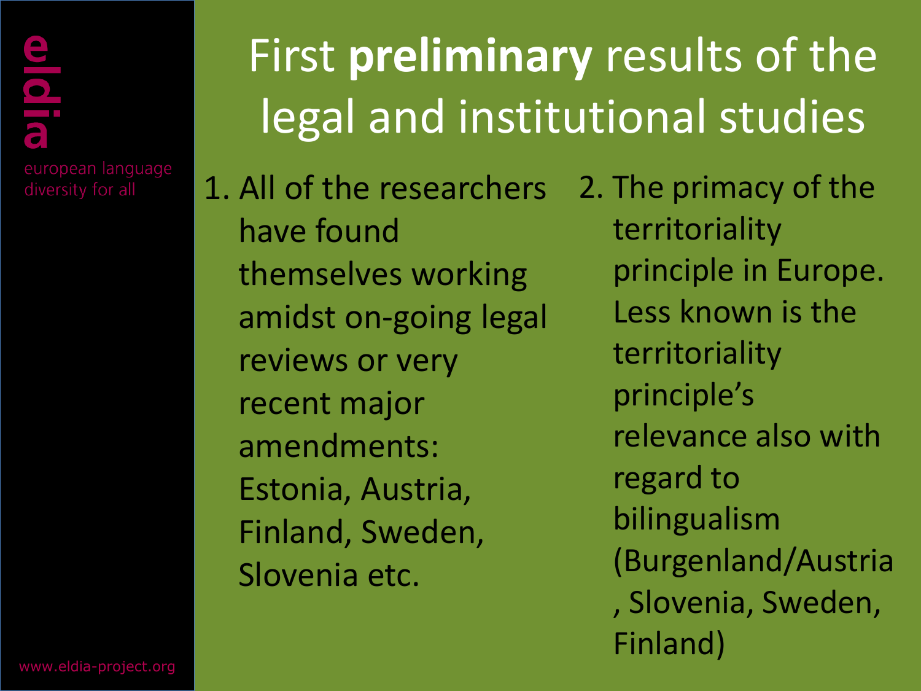# First **preliminary** results of the legal and institutional studies

1. All of the researchers have found themselves working amidst on-going legal reviews or very recent major amendments: Estonia, Austria, Finland, Sweden, Slovenia etc.
2. The primacy of the territoriality principle in Europe. Less known is the territoriality principle's relevance also with regard to bilingualism (Burgenland/Austria, Slovenia, Sweden, Finland)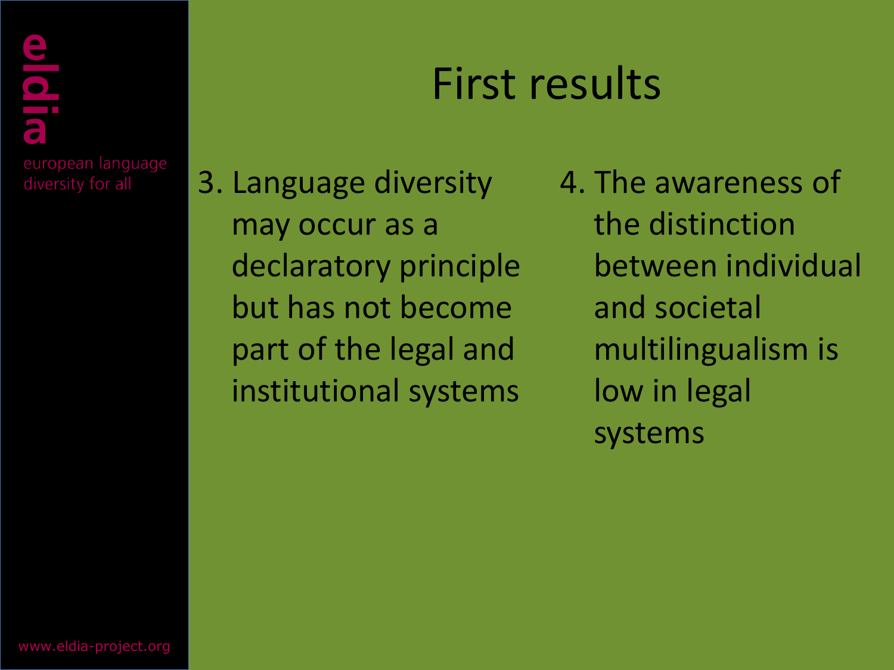# First results

3. Language diversity may occur as a declaratory principle but has not become part of the legal and institutional systems
4. The awareness of the distinction between individual and societal multilingualism is low in legal systems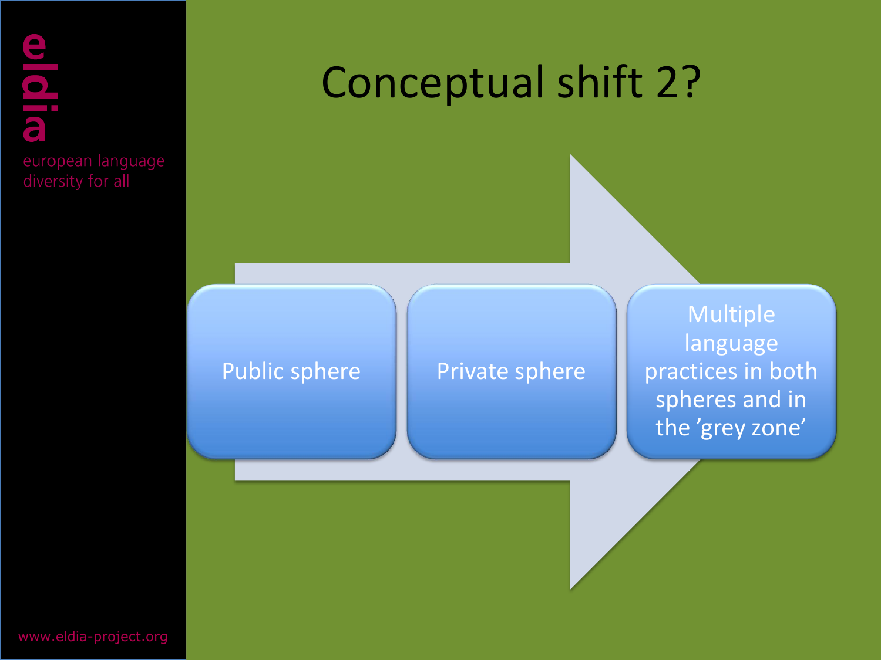# Conceptual shift 2?

- Public sphere
- Private sphere
- Multiple language practices in both spheres and in the ’grey zone’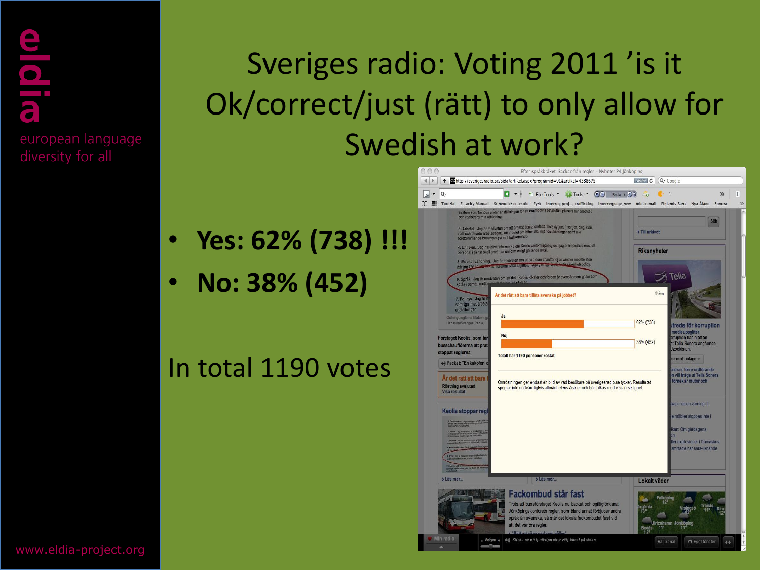# Sveriges radio: Voting 2011 ’is it Ok/correct/just (rätt) to only allow for Swedish at work?

- **Yes: 62% (738) !!!**
- **No: 38% (452)**

In total 1190 votes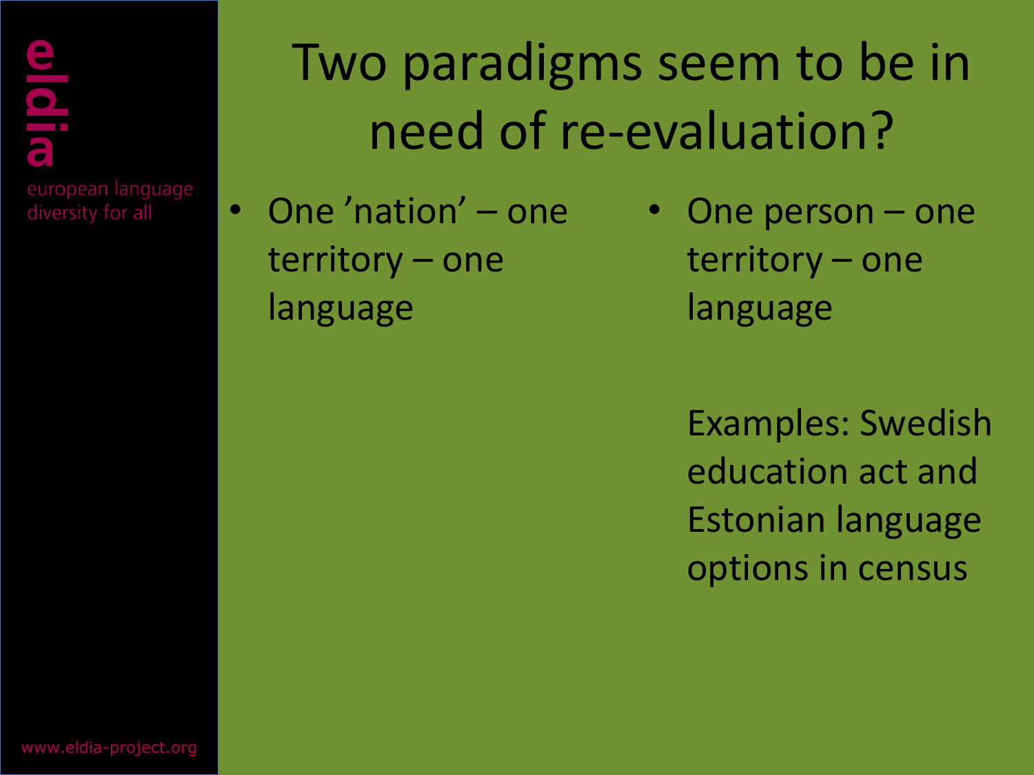# Two paradigms seem to be in need of re-evaluation?

- One ’nation’ – one territory – one language

- One person – one territory – one language

  Examples: Swedish education act and Estonian language options in census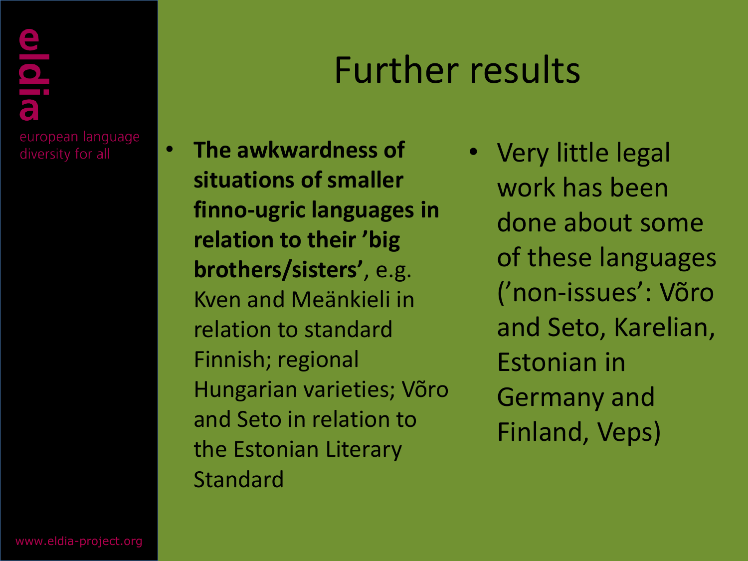# Further results

- **The awkwardness of situations of smaller finno-ugric languages in relation to their 'big brothers/sisters'**, e.g. Kven and Meänkieli in relation to standard Finnish; regional Hungarian varieties; Võro and Seto in relation to the Estonian Literary Standard
- Very little legal work has been done about some of these languages ('non-issues': Võro and Seto, Karelian, Estonian in Germany and Finland, Veps)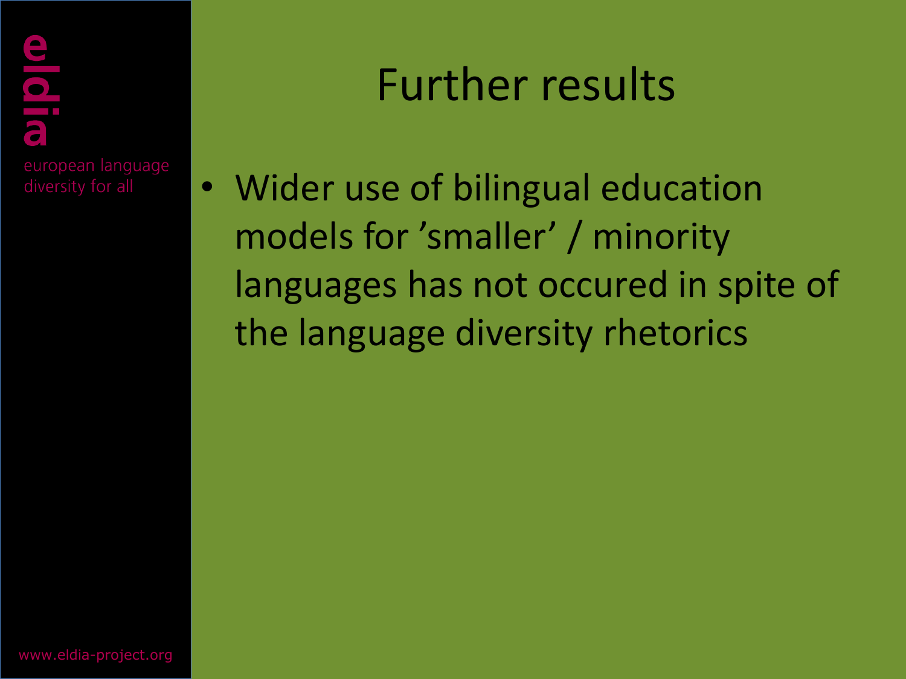# Further results

- Wider use of bilingual education models for ’smaller’ / minority languages has not occured in spite of the language diversity rhetorics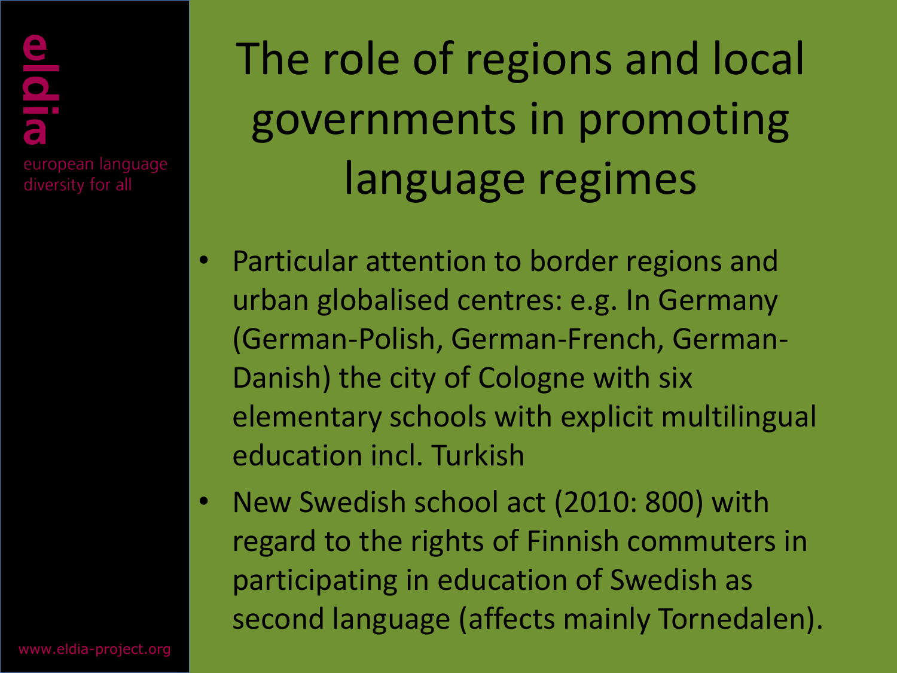# The role of regions and local governments in promoting language regimes

- Particular attention to border regions and urban globalised centres: e.g. In Germany (German-Polish, German-French, German-Danish) the city of Cologne with six elementary schools with explicit multilingual education incl. Turkish
- New Swedish school act (2010: 800) with regard to the rights of Finnish commuters in participating in education of Swedish as second language (affects mainly Tornedalen).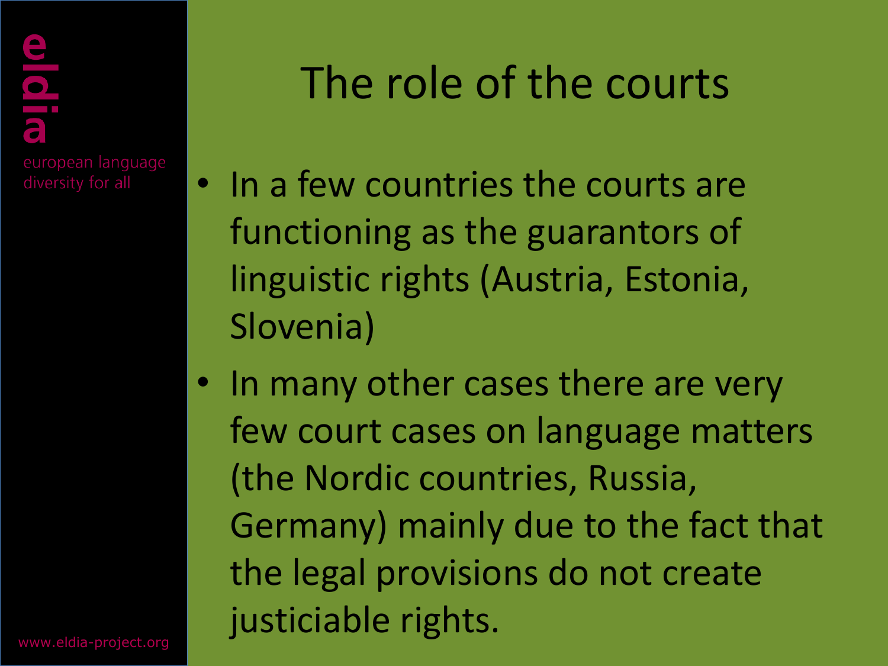# The role of the courts

- In a few countries the courts are functioning as the guarantors of linguistic rights (Austria, Estonia, Slovenia)
- In many other cases there are very few court cases on language matters (the Nordic countries, Russia, Germany) mainly due to the fact that the legal provisions do not create justiciable rights.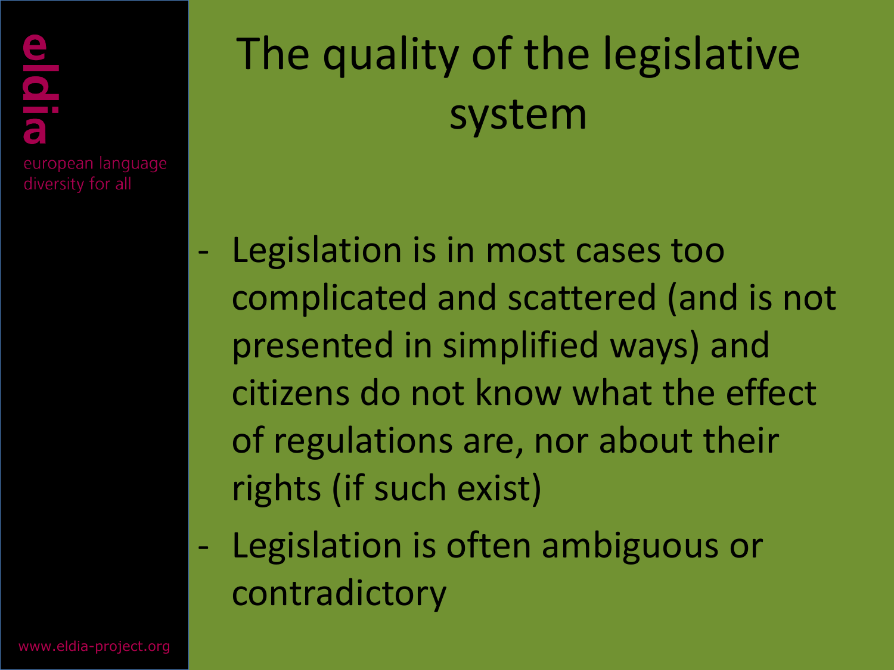# The quality of the legislative system

- Legislation is in most cases too complicated and scattered (and is not presented in simplified ways) and citizens do not know what the effect of regulations are, nor about their rights (if such exist)
- Legislation is often ambiguous or contradictory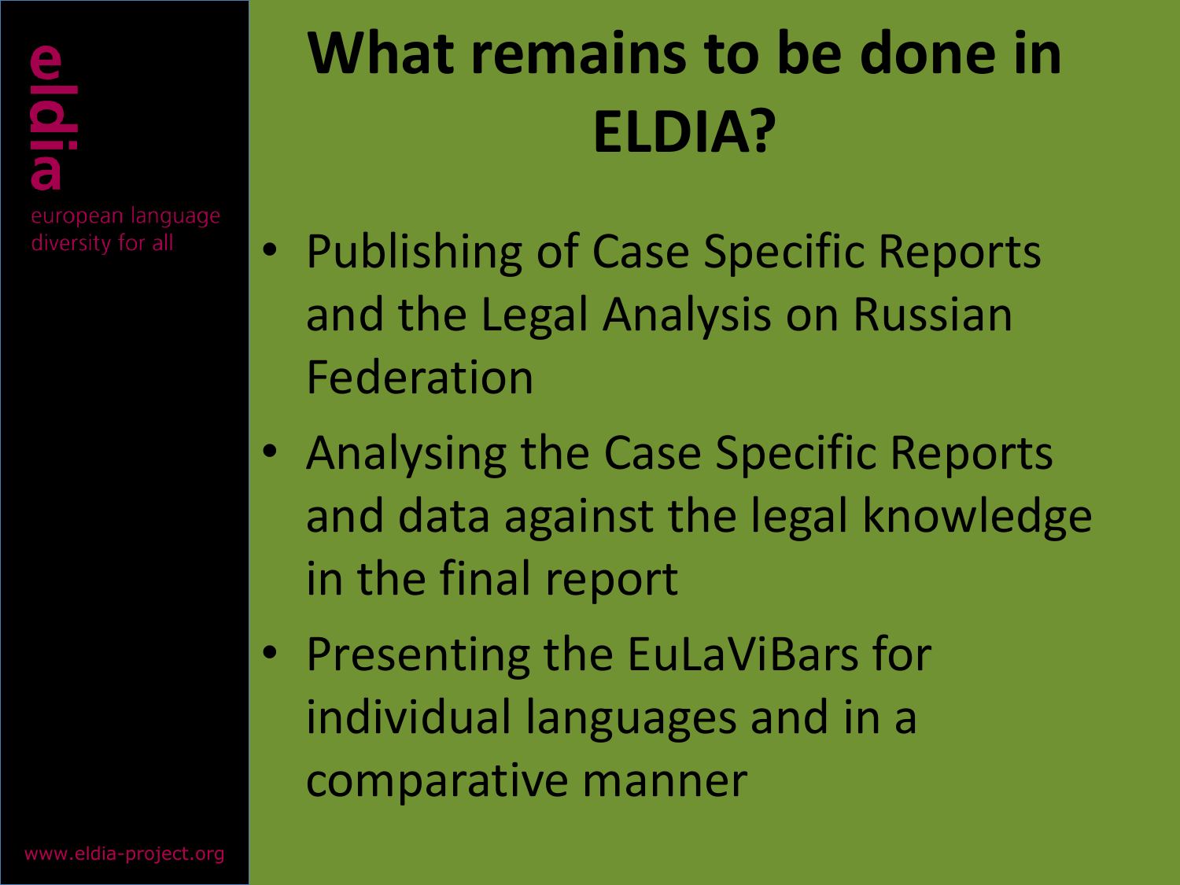eldia

european language diversity for all

# What remains to be done in ELDIA?

- Publishing of Case Specific Reports and the Legal Analysis on Russian Federation
- Analysing the Case Specific Reports and data against the legal knowledge in the final report
- Presenting the EuLaViBars for individual languages and in a comparative manner

www.eldia-project.org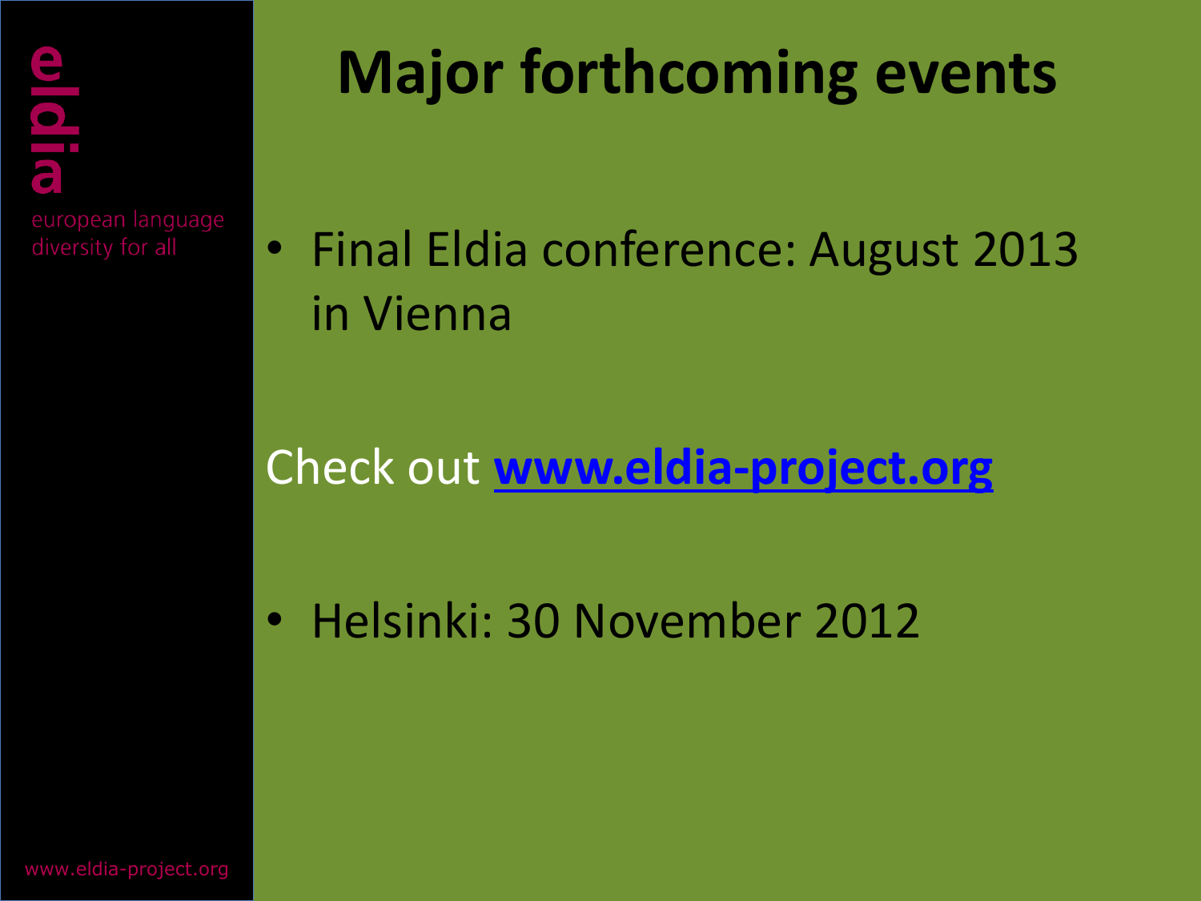# Major forthcoming events

- Final Eldia conference: August 2013 in Vienna

Check out **[www.eldia-project.org](http://www.eldia-project.org)**

- Helsinki: 30 November 2012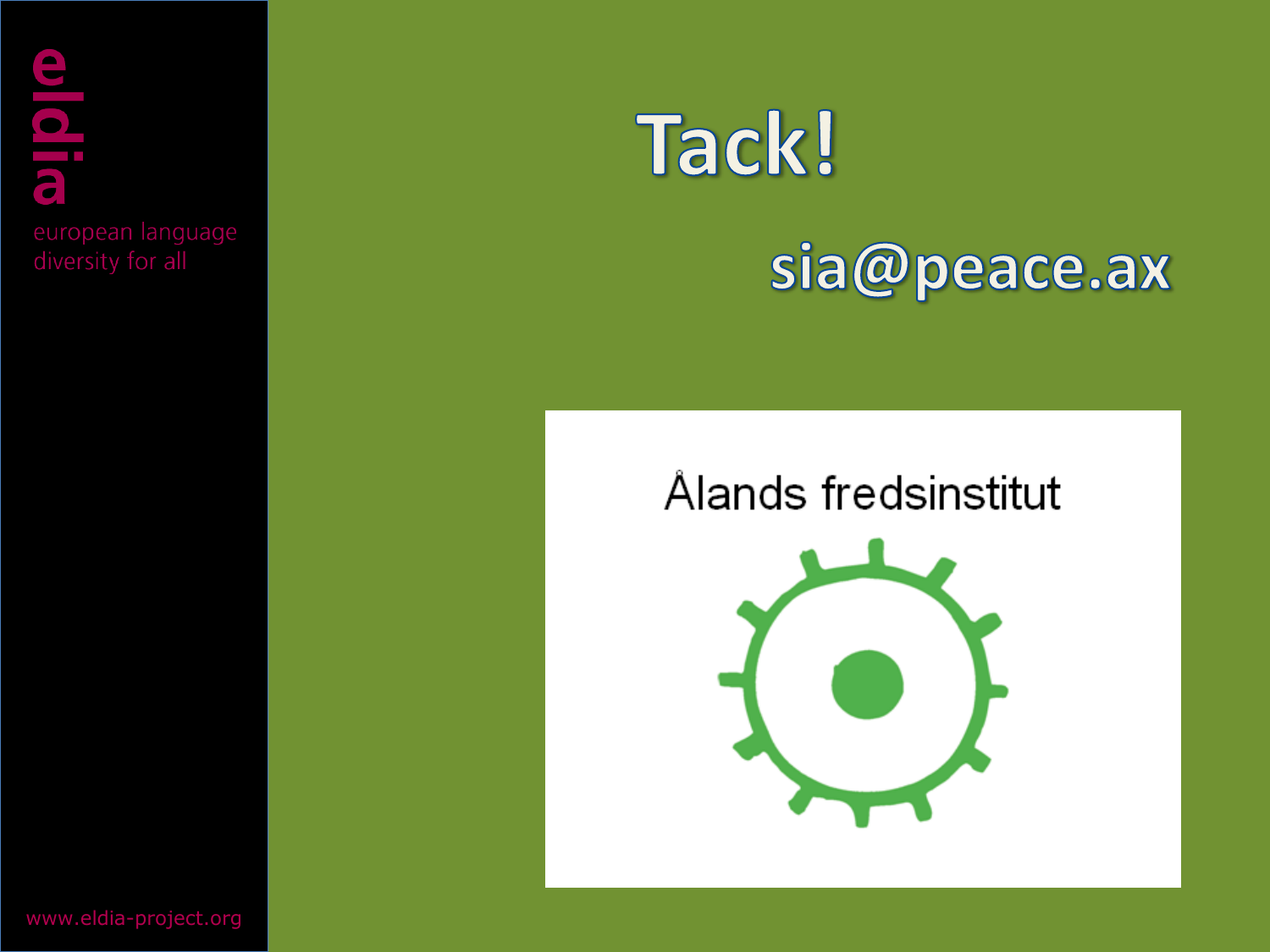eldia

european language diversity for all

# Tack!

sia@peace.ax

Ålands fredsinstitut

www.eldia-project.org